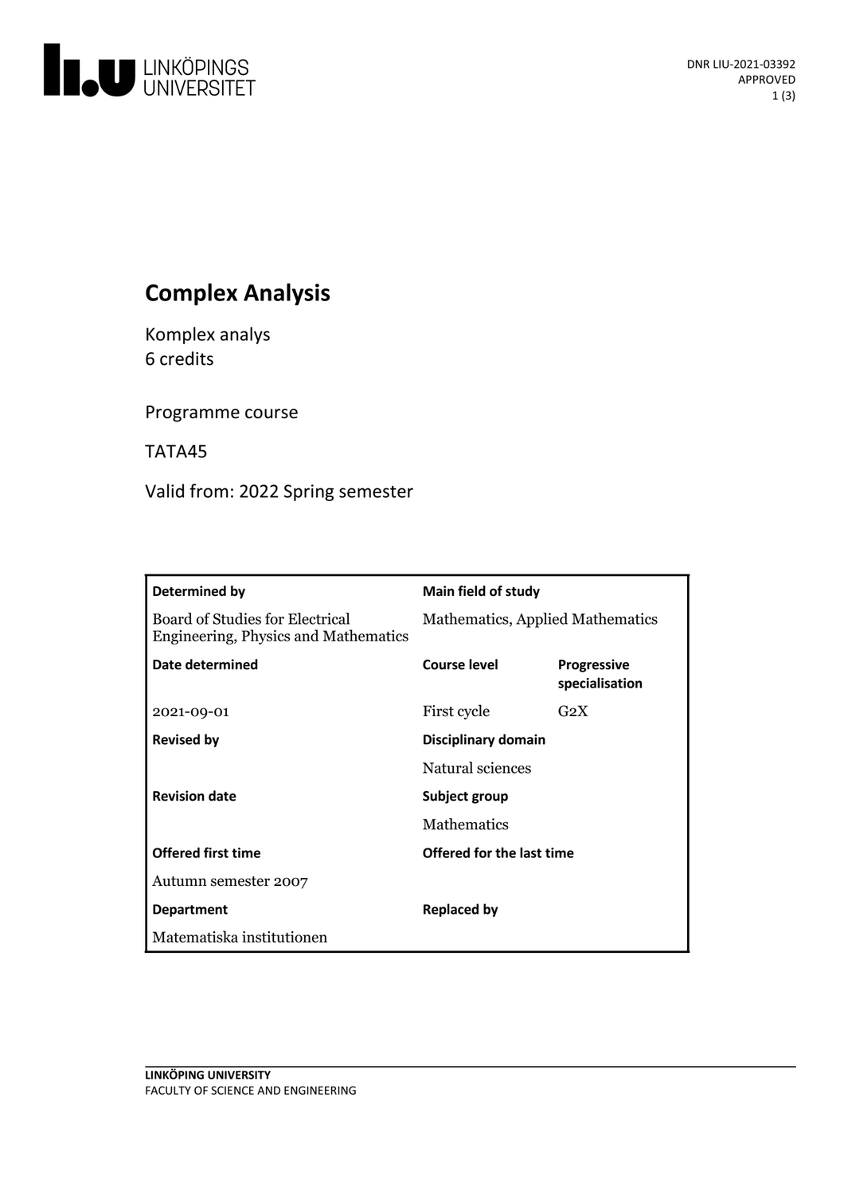DNR LIU-2021-03392
APPROVED

# Complex Analysis

Komplex analys
6 credits

Programme course

TATA45

Valid from: 2022 Spring semester

| **Determined by** | **Main field of study** | |
|---|---|---|
| Board of Studies for Electrical Engineering, Physics and Mathematics | Mathematics, Applied Mathematics | |
| **Date determined** | **Course level** | **Progressive specialisation** |
| 2021-09-01 | First cycle | G2X |
| **Revised by** | **Disciplinary domain** | |
| | Natural sciences | |
| **Revision date** | **Subject group** | |
| | Mathematics | |
| **Offered first time** | **Offered for the last time** | |
| Autumn semester 2007 | | |
| **Department** | **Replaced by** | |
| Matematiska institutionen | | |

**LINKÖPING UNIVERSITY**
FACULTY OF SCIENCE AND ENGINEERING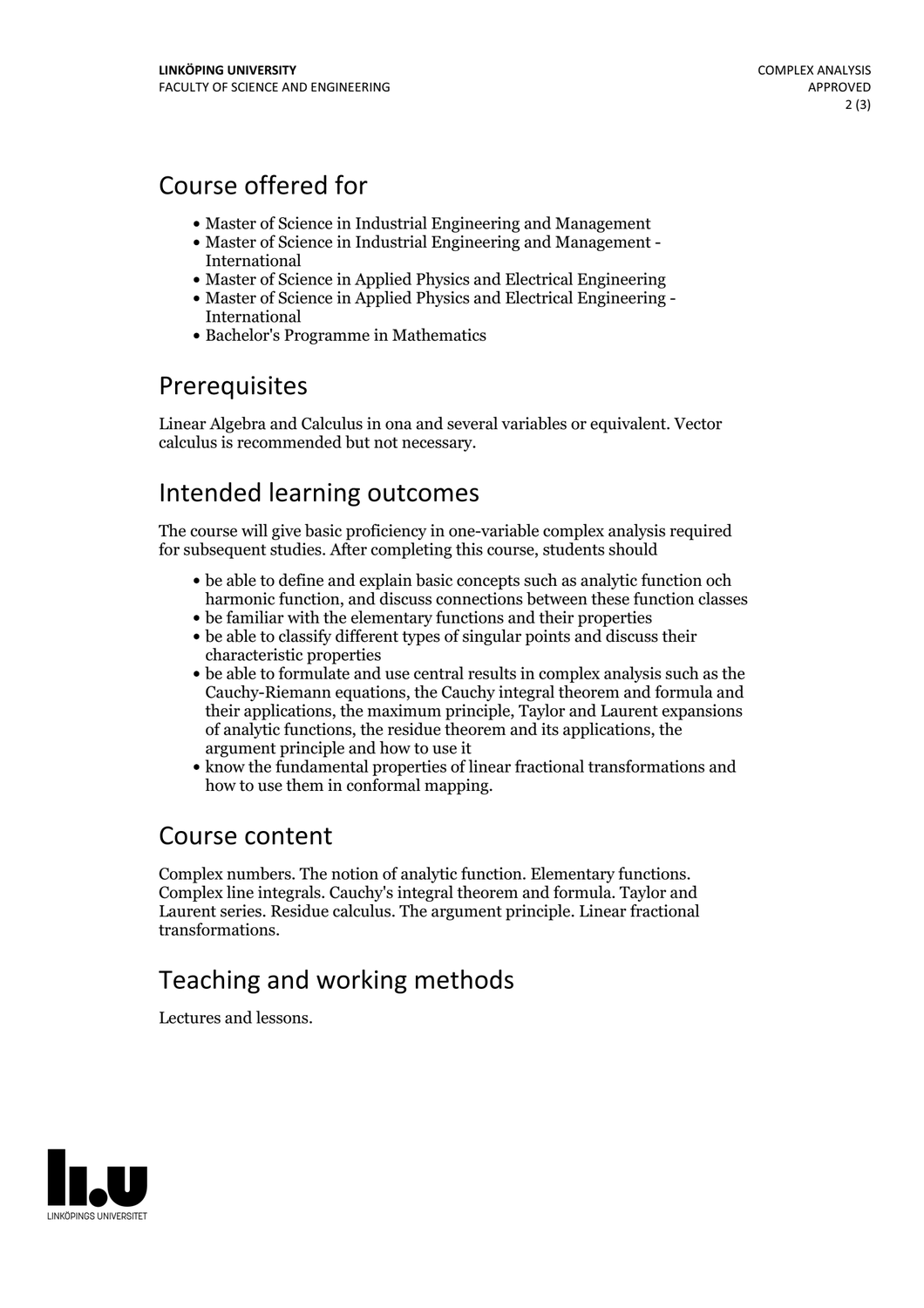## Course offered for

- Master of Science in Industrial Engineering and Management
- Master of Science in Industrial Engineering and Management - International
- Master of Science in Applied Physics and Electrical Engineering
- Master of Science in Applied Physics and Electrical Engineering - International
- Bachelor's Programme in Mathematics

## Prerequisites

Linear Algebra and Calculus in ona and several variables or equivalent. Vector calculus is recommended but not necessary.

## Intended learning outcomes

The course will give basic proficiency in one-variable complex analysis required for subsequent studies. After completing this course, students should

- be able to define and explain basic concepts such as analytic function och harmonic function, and discuss connections between these function classes
- be familiar with the elementary functions and their properties
- be able to classify different types of singular points and discuss their characteristic properties
- be able to formulate and use central results in complex analysis such as the Cauchy-Riemann equations, the Cauchy integral theorem and formula and their applications, the maximum principle, Taylor and Laurent expansions of analytic functions, the residue theorem and its applications, the argument principle and how to use it
- know the fundamental properties of linear fractional transformations and how to use them in conformal mapping.

## Course content

Complex numbers. The notion of analytic function. Elementary functions. Complex line integrals. Cauchy's integral theorem and formula. Taylor and Laurent series. Residue calculus. The argument principle. Linear fractional transformations.

## Teaching and working methods

Lectures and lessons.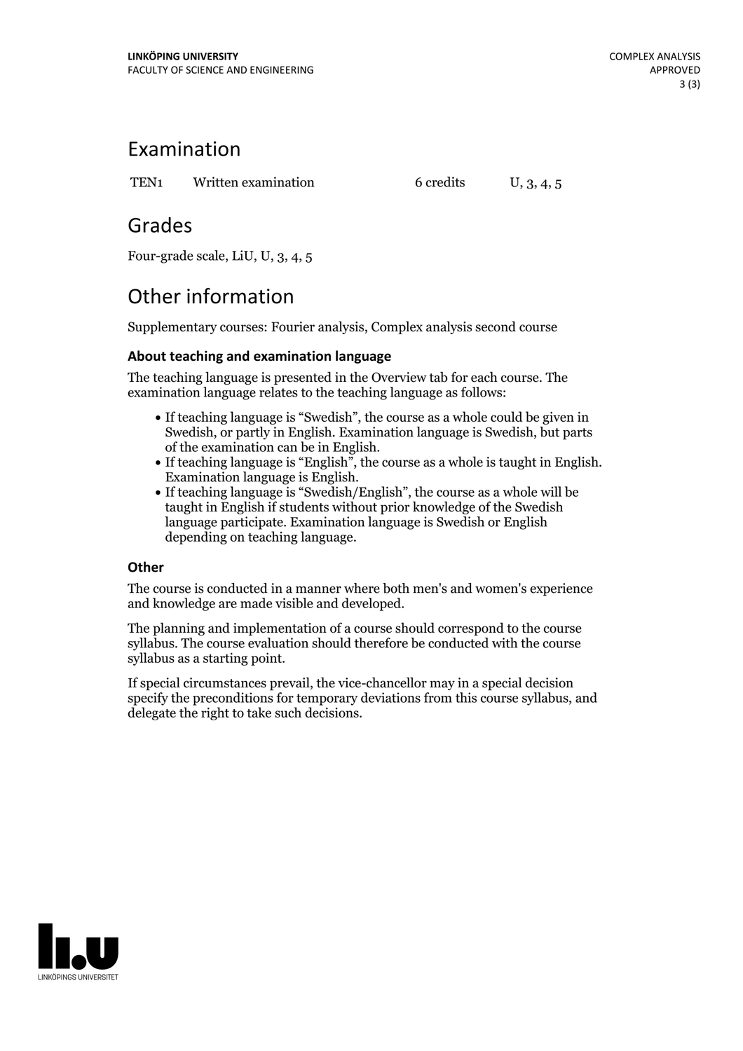## Examination

| | | | |
|---|---|---|---|
| TEN1 | Written examination | 6 credits | U, 3, 4, 5 |

## Grades

Four-grade scale, LiU, U, 3, 4, 5

## Other information

Supplementary courses: Fourier analysis, Complex analysis second course

### About teaching and examination language

The teaching language is presented in the Overview tab for each course. The examination language relates to the teaching language as follows:

- If teaching language is "Swedish", the course as a whole could be given in Swedish, or partly in English. Examination language is Swedish, but parts of the examination can be in English.
- If teaching language is "English", the course as a whole is taught in English. Examination language is English.
- If teaching language is "Swedish/English", the course as a whole will be taught in English if students without prior knowledge of the Swedish language participate. Examination language is Swedish or English depending on teaching language.

### Other

The course is conducted in a manner where both men's and women's experience and knowledge are made visible and developed.

The planning and implementation of a course should correspond to the course syllabus. The course evaluation should therefore be conducted with the course syllabus as a starting point.

If special circumstances prevail, the vice-chancellor may in a special decision specify the preconditions for temporary deviations from this course syllabus, and delegate the right to take such decisions.